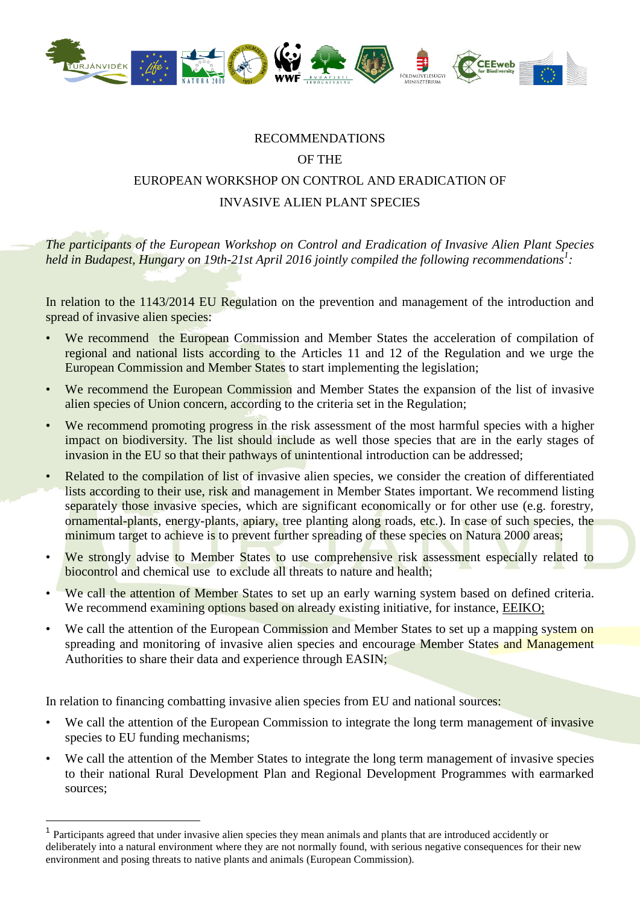# RECOMMENDATIONS
# OF THE
# EUROPEAN WORKSHOP ON CONTROL AND ERADICATION OF INVASIVE ALIEN PLANT SPECIES

*The participants of the European Workshop on Control and Eradication of Invasive Alien Plant Species held in Budapest, Hungary on 19th-21st April 2016 jointly compiled the following recommendations*[1]*:*

In relation to the 1143/2014 EU Regulation on the prevention and management of the introduction and spread of invasive alien species:

- We recommend the European Commission and Member States the acceleration of compilation of regional and national lists according to the Articles 11 and 12 of the Regulation and we urge the European Commission and Member States to start implementing the legislation;
- We recommend the European Commission and Member States the expansion of the list of invasive alien species of Union concern, according to the criteria set in the Regulation;
- We recommend promoting progress in the risk assessment of the most harmful species with a higher impact on biodiversity. The list should include as well those species that are in the early stages of invasion in the EU so that their pathways of unintentional introduction can be addressed;
- Related to the compilation of list of invasive alien species, we consider the creation of differentiated lists according to their use, risk and management in Member States important. We recommend listing separately those invasive species, which are significant economically or for other use (e.g. forestry, ornamental-plants, energy-plants, apiary, tree planting along roads, etc.). In case of such species, the minimum target to achieve is to prevent further spreading of these species on Natura 2000 areas;
- We strongly advise to Member States to use comprehensive risk assessment especially related to biocontrol and chemical use to exclude all threats to nature and health;
- We call the attention of Member States to set up an early warning system based on defined criteria. We recommend examining options based on already existing initiative, for instance, EEIKO;
- We call the attention of the European Commission and Member States to set up a mapping system on spreading and monitoring of invasive alien species and encourage Member States and Management Authorities to share their data and experience through EASIN;

In relation to financing combatting invasive alien species from EU and national sources:

- We call the attention of the European Commission to integrate the long term management of invasive species to EU funding mechanisms;
- We call the attention of the Member States to integrate the long term management of invasive species to their national Rural Development Plan and Regional Development Programmes with earmarked sources;

---

[1] Participants agreed that under invasive alien species they mean animals and plants that are introduced accidently or deliberately into a natural environment where they are not normally found, with serious negative consequences for their new environment and posing threats to native plants and animals (European Commission).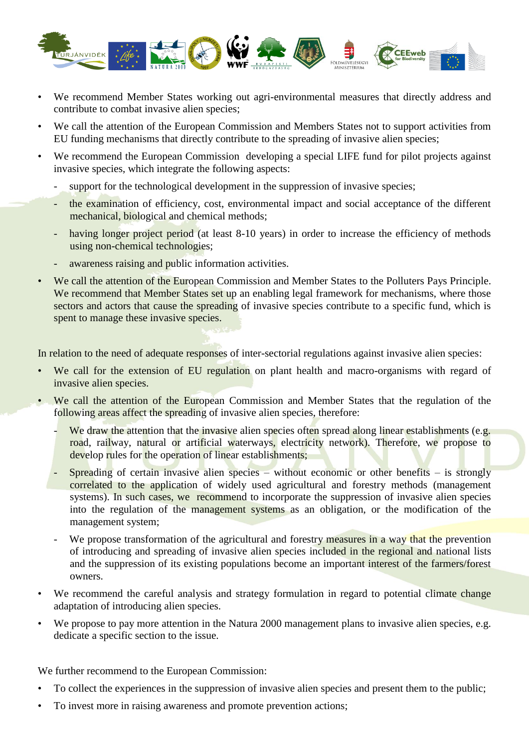- We recommend Member States working out agri-environmental measures that directly address and contribute to combat invasive alien species;
- We call the attention of the European Commission and Members States not to support activities from EU funding mechanisms that directly contribute to the spreading of invasive alien species;
- We recommend the European Commission developing a special LIFE fund for pilot projects against invasive species, which integrate the following aspects:
  - support for the technological development in the suppression of invasive species;
  - the examination of efficiency, cost, environmental impact and social acceptance of the different mechanical, biological and chemical methods;
  - having longer project period (at least 8-10 years) in order to increase the efficiency of methods using non-chemical technologies;
  - awareness raising and public information activities.
- We call the attention of the European Commission and Member States to the Polluters Pays Principle. We recommend that Member States set up an enabling legal framework for mechanisms, where those sectors and actors that cause the spreading of invasive species contribute to a specific fund, which is spent to manage these invasive species.

In relation to the need of adequate responses of inter-sectorial regulations against invasive alien species:

- We call for the extension of EU regulation on plant health and macro-organisms with regard of invasive alien species.
- We call the attention of the European Commission and Member States that the regulation of the following areas affect the spreading of invasive alien species, therefore:
  - We draw the attention that the invasive alien species often spread along linear establishments (e.g. road, railway, natural or artificial waterways, electricity network). Therefore, we propose to develop rules for the operation of linear establishments;
  - Spreading of certain invasive alien species – without economic or other benefits – is strongly correlated to the application of widely used agricultural and forestry methods (management systems). In such cases, we recommend to incorporate the suppression of invasive alien species into the regulation of the management systems as an obligation, or the modification of the management system;
  - We propose transformation of the agricultural and forestry measures in a way that the prevention of introducing and spreading of invasive alien species included in the regional and national lists and the suppression of its existing populations become an important interest of the farmers/forest owners.
- We recommend the careful analysis and strategy formulation in regard to potential climate change adaptation of introducing alien species.
- We propose to pay more attention in the Natura 2000 management plans to invasive alien species, e.g. dedicate a specific section to the issue.

We further recommend to the European Commission:

- To collect the experiences in the suppression of invasive alien species and present them to the public;
- To invest more in raising awareness and promote prevention actions;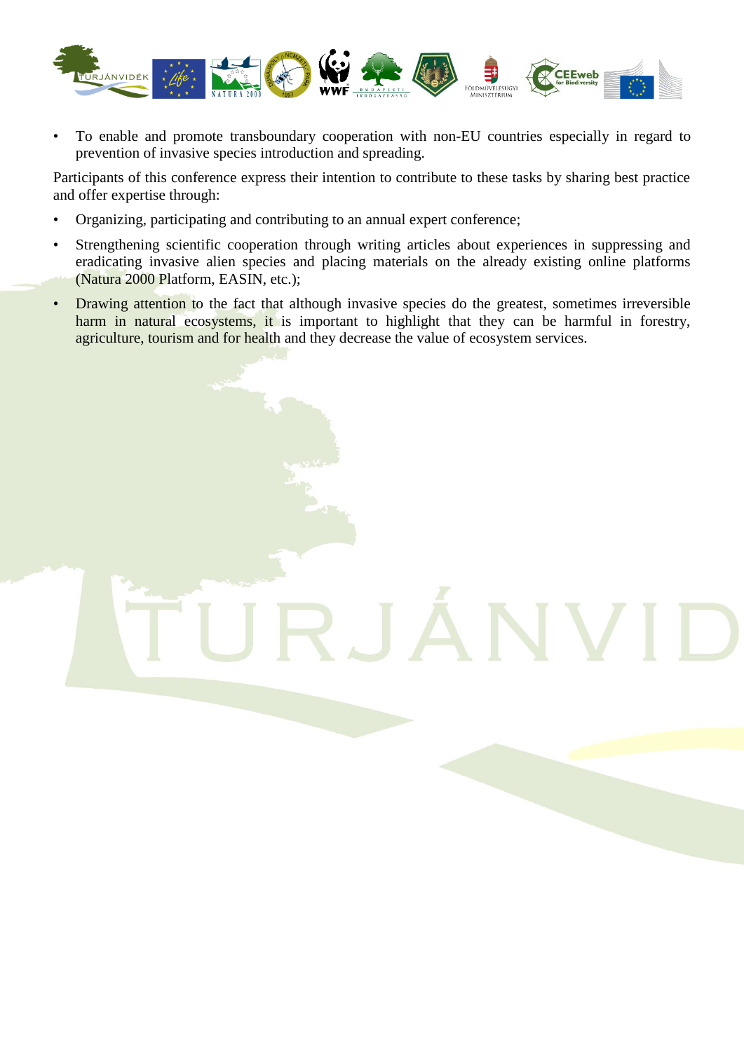- To enable and promote transboundary cooperation with non-EU countries especially in regard to prevention of invasive species introduction and spreading.

Participants of this conference express their intention to contribute to these tasks by sharing best practice and offer expertise through:

- Organizing, participating and contributing to an annual expert conference;
- Strengthening scientific cooperation through writing articles about experiences in suppressing and eradicating invasive alien species and placing materials on the already existing online platforms (Natura 2000 Platform, EASIN, etc.);
- Drawing attention to the fact that although invasive species do the greatest, sometimes irreversible harm in natural ecosystems, it is important to highlight that they can be harmful in forestry, agriculture, tourism and for health and they decrease the value of ecosystem services.